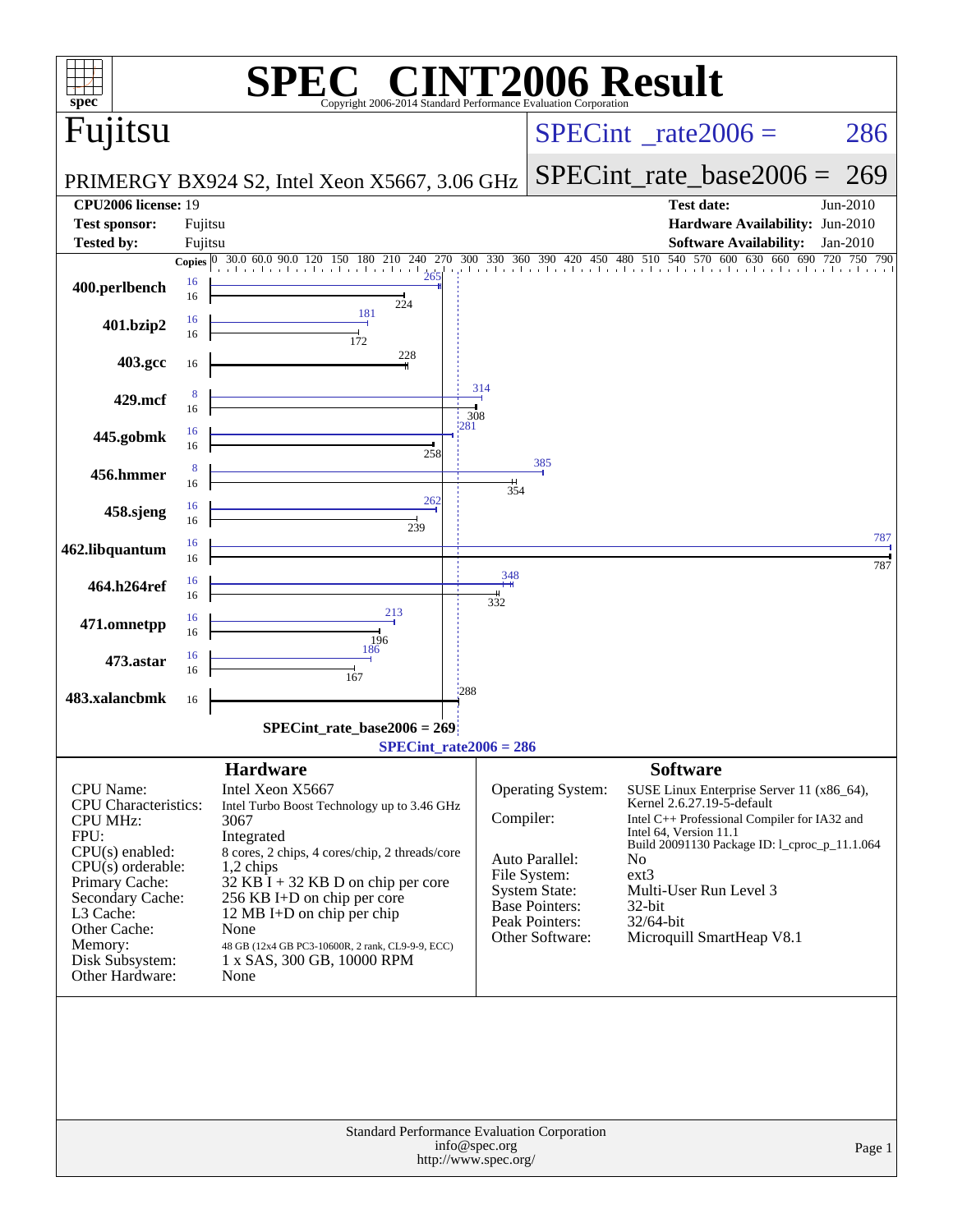# SPEC CINT2006 Result

Copyright 2006-2014 Standard Performance Evaluation Corporation

## Fujitsu

PRIMERGY BX924 S2, Intel Xeon X5667, 3.06 GHz

SPECint_rate2006 = 286

SPECint_rate_base2006 = 269

| | | | |
|---|---|---|---|
| **CPU2006 license:** | 19 | **Test date:** | Jun-2010 |
| **Test sponsor:** | Fujitsu | **Hardware Availability:** | Jun-2010 |
| **Tested by:** | Fujitsu | **Software Availability:** | Jan-2010 |

Copies 0 30.0 60.0 90.0 120 150 180 210 240 270 300 330 360 390 420 450 480 510 540 570 600 630 660 690 720 750 790

400.perlbench 16 265
16 224

401.bzip2 16 181
16 172

403.gcc 16 228

429.mcf 8 314
16 308

445.gobmk 16 281
16 258

456.hmmer 8 385
16 354

458.sjeng 16 262
16 239

462.libquantum 16 787
16 787

464.h264ref 16 348
16 332

471.omnetpp 16 213
16 196

473.astar 16 186
16 167

483.xalancbmk 16 288

SPECint_rate_base2006 = 269

SPECint_rate2006 = 286

### Hardware

| | |
|---|---|
| CPU Name: | Intel Xeon X5667 |
| CPU Characteristics: | Intel Turbo Boost Technology up to 3.46 GHz |
| CPU MHz: | 3067 |
| FPU: | Integrated |
| CPU(s) enabled: | 8 cores, 2 chips, 4 cores/chip, 2 threads/core |
| CPU(s) orderable: | 1,2 chips |
| Primary Cache: | 32 KB I + 32 KB D on chip per core |
| Secondary Cache: | 256 KB I+D on chip per core |
| L3 Cache: | 12 MB I+D on chip per chip |
| Other Cache: | None |
| Memory: | 48 GB (12x4 GB PC3-10600R, 2 rank, CL9-9-9, ECC) |
| Disk Subsystem: | 1 x SAS, 300 GB, 10000 RPM |
| Other Hardware: | None |

### Software

| | |
|---|---|
| Operating System: | SUSE Linux Enterprise Server 11 (x86_64), Kernel 2.6.27.19-5-default |
| Compiler: | Intel C++ Professional Compiler for IA32 and Intel 64, Version 11.1 Build 20091130 Package ID: l_cproc_p_11.1.064 |
| Auto Parallel: | No |
| File System: | ext3 |
| System State: | Multi-User Run Level 3 |
| Base Pointers: | 32-bit |
| Peak Pointers: | 32/64-bit |
| Other Software: | Microquill SmartHeap V8.1 |

Standard Performance Evaluation Corporation
info@spec.org
http://www.spec.org/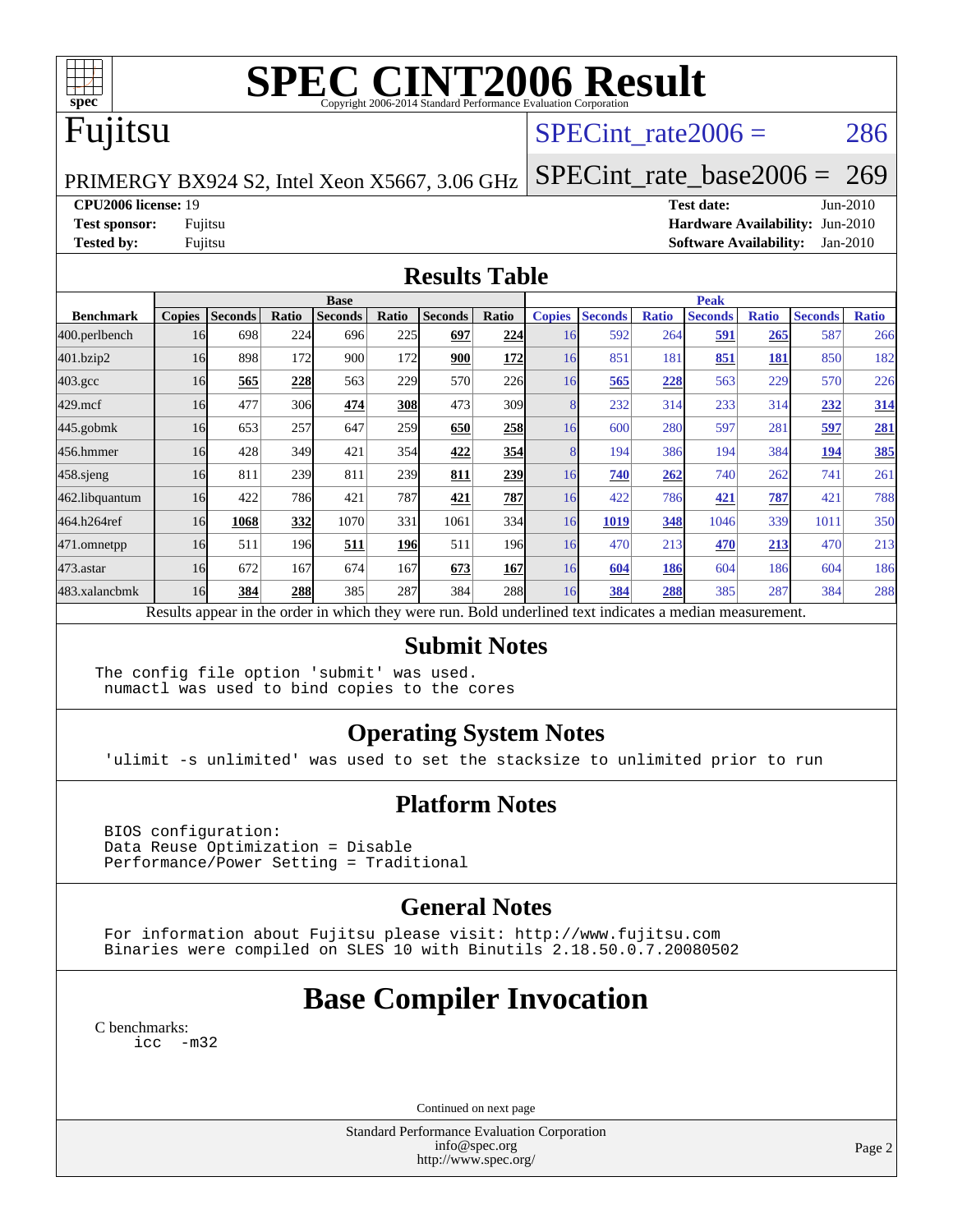# SPEC CINT2006 Result

Copyright 2006-2014 Standard Performance Evaluation Corporation

## Fujitsu

PRIMERGY BX924 S2, Intel Xeon X5667, 3.06 GHz

SPECint_rate2006 = 286

SPECint_rate_base2006 = 269

**CPU2006 license:** 19
**Test sponsor:** Fujitsu
**Tested by:** Fujitsu

**Test date:** Jun-2010
**Hardware Availability:** Jun-2010
**Software Availability:** Jan-2010

## Results Table

| | Base | | | | | | | Peak | | | | | | |
|---|---|---|---|---|---|---|---|---|---|---|---|---|---|---|
| Benchmark | Copies | Seconds | Ratio | Seconds | Ratio | Seconds | Ratio | Copies | Seconds | Ratio | Seconds | Ratio | Seconds | Ratio |
| 400.perlbench | 16 | 698 | 224 | 696 | 225 | **697** | **224** | 16 | 592 | 264 | **591** | **265** | 587 | 266 |
| 401.bzip2 | 16 | 898 | 172 | 900 | 172 | **900** | **172** | 16 | 851 | 181 | **851** | **181** | 850 | 182 |
| 403.gcc | 16 | **565** | **228** | 563 | 229 | 570 | 226 | 16 | **565** | **228** | 563 | 229 | 570 | 226 |
| 429.mcf | 16 | 477 | 306 | **474** | **308** | 473 | 309 | 8 | 232 | 314 | 233 | 314 | **232** | **314** |
| 445.gobmk | 16 | 653 | 257 | 647 | 259 | **650** | **258** | 16 | 600 | 280 | 597 | 281 | **597** | **281** |
| 456.hmmer | 16 | 428 | 349 | 421 | 354 | **422** | **354** | 8 | 194 | 386 | 194 | 384 | **194** | **385** |
| 458.sjeng | 16 | 811 | 239 | 811 | 239 | **811** | **239** | 16 | **740** | **262** | 740 | 262 | 741 | 261 |
| 462.libquantum | 16 | 422 | 786 | 421 | 787 | **421** | **787** | 16 | 422 | 786 | **421** | **787** | 421 | 788 |
| 464.h264ref | 16 | **1068** | **332** | 1070 | 331 | 1061 | 334 | 16 | **1019** | **348** | 1046 | 339 | 1011 | 350 |
| 471.omnetpp | 16 | 511 | 196 | **511** | **196** | 511 | 196 | 16 | 470 | 213 | **470** | **213** | 470 | 213 |
| 473.astar | 16 | 672 | 167 | 674 | 167 | **673** | **167** | 16 | **604** | **186** | 604 | 186 | 604 | 186 |
| 483.xalancbmk | 16 | **384** | **288** | 385 | 287 | 384 | 288 | 16 | **384** | **288** | 385 | 287 | 384 | 288 |

Results appear in the order in which they were run. Bold underlined text indicates a median measurement.

## Submit Notes

```
The config file option 'submit' was used.
 numactl was used to bind copies to the cores
```

## Operating System Notes

```
'ulimit -s unlimited' was used to set the stacksize to unlimited prior to run
```

## Platform Notes

```
BIOS configuration:
Data Reuse Optimization = Disable
Performance/Power Setting = Traditional
```

## General Notes

```
For information about Fujitsu please visit: http://www.fujitsu.com
Binaries were compiled on SLES 10 with Binutils 2.18.50.0.7.20080502
```

## Base Compiler Invocation

C benchmarks:

```
icc -m32
```

Continued on next page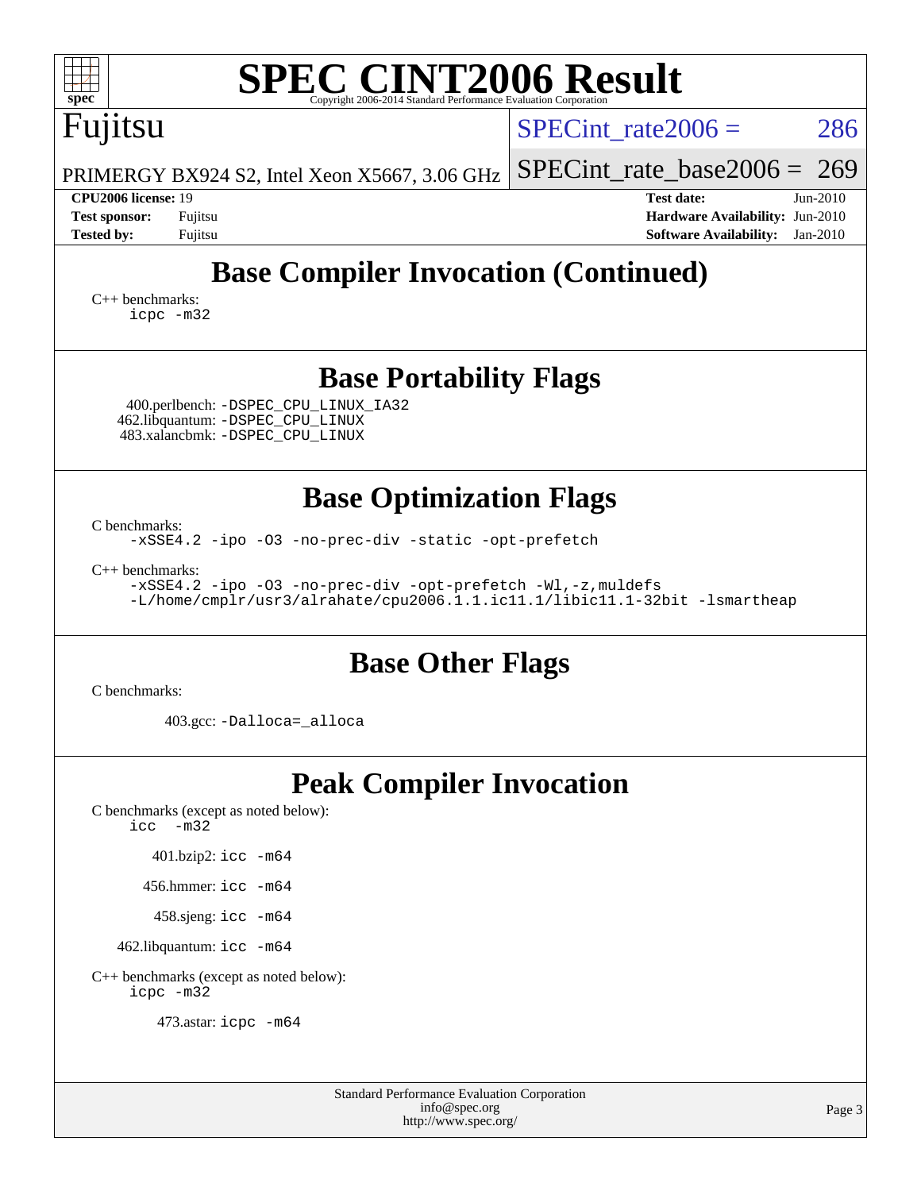# Base Compiler Invocation (Continued)

C++ benchmarks:
`icpc -m32`

# Base Portability Flags

400.perlbench: `-DSPEC_CPU_LINUX_IA32`
462.libquantum: `-DSPEC_CPU_LINUX`
483.xalancbmk: `-DSPEC_CPU_LINUX`

# Base Optimization Flags

C benchmarks:
`-xSSE4.2 -ipo -O3 -no-prec-div -static -opt-prefetch`

C++ benchmarks:
`-xSSE4.2 -ipo -O3 -no-prec-div -opt-prefetch -Wl,-z,muldefs`
`-L/home/cmplr/usr3/alrahate/cpu2006.1.1.ic11.1/libic11.1-32bit -lsmartheap`

# Base Other Flags

C benchmarks:

403.gcc: `-Dalloca=_alloca`

# Peak Compiler Invocation

C benchmarks (except as noted below):
`icc -m32`

401.bzip2: `icc -m64`

456.hmmer: `icc -m64`

458.sjeng: `icc -m64`

462.libquantum: `icc -m64`

C++ benchmarks (except as noted below):
`icpc -m32`

473.astar: `icpc -m64`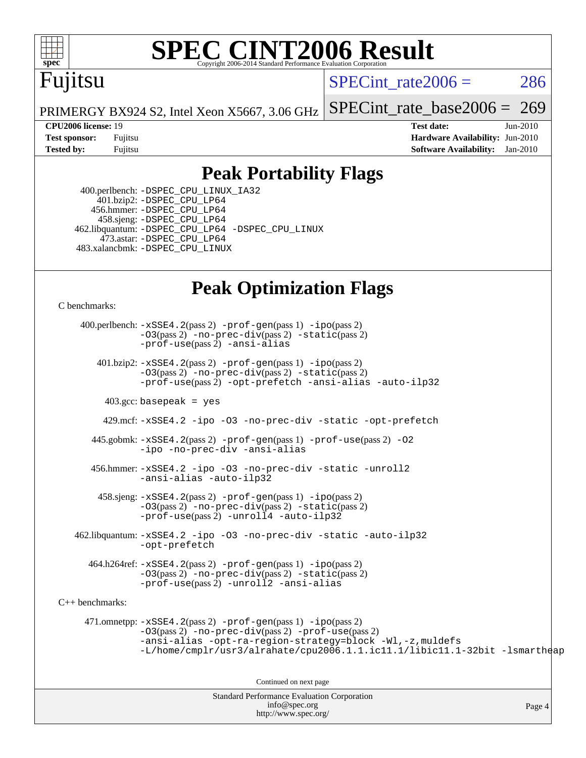Fujitsu

PRIMERGY BX924 S2, Intel Xeon X5667, 3.06 GHz

SPECint_rate2006 = 286

SPECint_rate_base2006 = 269

**CPU2006 license:** 19
**Test sponsor:** Fujitsu
**Tested by:** Fujitsu

**Test date:** Jun-2010
**Hardware Availability:** Jun-2010
**Software Availability:** Jan-2010

## Peak Portability Flags

400.perlbench: -DSPEC_CPU_LINUX_IA32
401.bzip2: -DSPEC_CPU_LP64
456.hmmer: -DSPEC_CPU_LP64
458.sjeng: -DSPEC_CPU_LP64
462.libquantum: -DSPEC_CPU_LP64 -DSPEC_CPU_LINUX
473.astar: -DSPEC_CPU_LP64
483.xalancbmk: -DSPEC_CPU_LINUX

## Peak Optimization Flags

C benchmarks:

400.perlbench: -xSSE4.2(pass 2) -prof-gen(pass 1) -ipo(pass 2) -O3(pass 2) -no-prec-div(pass 2) -static(pass 2) -prof-use(pass 2) -ansi-alias

401.bzip2: -xSSE4.2(pass 2) -prof-gen(pass 1) -ipo(pass 2) -O3(pass 2) -no-prec-div(pass 2) -static(pass 2) -prof-use(pass 2) -opt-prefetch -ansi-alias -auto-ilp32

403.gcc: basepeak = yes

429.mcf: -xSSE4.2 -ipo -O3 -no-prec-div -static -opt-prefetch

445.gobmk: -xSSE4.2(pass 2) -prof-gen(pass 1) -prof-use(pass 2) -O2 -ipo -no-prec-div -ansi-alias

456.hmmer: -xSSE4.2 -ipo -O3 -no-prec-div -static -unroll2 -ansi-alias -auto-ilp32

458.sjeng: -xSSE4.2(pass 2) -prof-gen(pass 1) -ipo(pass 2) -O3(pass 2) -no-prec-div(pass 2) -static(pass 2) -prof-use(pass 2) -unroll4 -auto-ilp32

462.libquantum: -xSSE4.2 -ipo -O3 -no-prec-div -static -auto-ilp32 -opt-prefetch

464.h264ref: -xSSE4.2(pass 2) -prof-gen(pass 1) -ipo(pass 2) -O3(pass 2) -no-prec-div(pass 2) -static(pass 2) -prof-use(pass 2) -unroll2 -ansi-alias

C++ benchmarks:

471.omnetpp: -xSSE4.2(pass 2) -prof-gen(pass 1) -ipo(pass 2) -O3(pass 2) -no-prec-div(pass 2) -prof-use(pass 2) -ansi-alias -opt-ra-region-strategy=block -Wl,-z,muldefs -L/home/cmplr/usr3/alrahate/cpu2006.1.1.ic11.1/libic11.1-32bit -lsmartheap

Continued on next page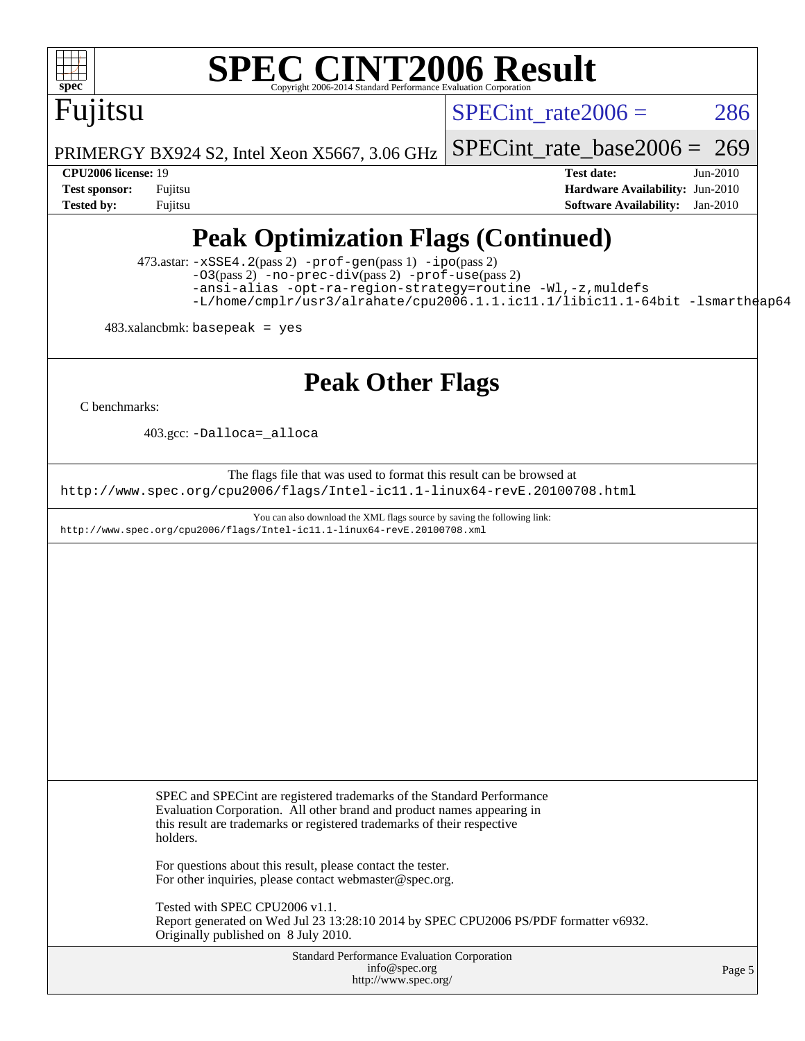# Fujitsu

PRIMERGY BX924 S2, Intel Xeon X5667, 3.06 GHz

SPECint_rate2006 = 286

SPECint_rate_base2006 = 269

**CPU2006 license:** 19
**Test sponsor:** Fujitsu
**Tested by:** Fujitsu

**Test date:** Jun-2010
**Hardware Availability:** Jun-2010
**Software Availability:** Jan-2010

## Peak Optimization Flags (Continued)

473.astar: -xSSE4.2(pass 2) -prof-gen(pass 1) -ipo(pass 2) -O3(pass 2) -no-prec-div(pass 2) -prof-use(pass 2) -ansi-alias -opt-ra-region-strategy=routine -Wl,-z,muldefs -L/home/cmplr/usr3/alrahate/cpu2006.1.1.ic11.1/libic11.1-64bit -lsmartheap64

483.xalancbmk: basepeak = yes

## Peak Other Flags

C benchmarks:

403.gcc: -Dalloca=_alloca

The flags file that was used to format this result can be browsed at
http://www.spec.org/cpu2006/flags/Intel-ic11.1-linux64-revE.20100708.html

You can also download the XML flags source by saving the following link:
http://www.spec.org/cpu2006/flags/Intel-ic11.1-linux64-revE.20100708.xml

SPEC and SPECint are registered trademarks of the Standard Performance Evaluation Corporation. All other brand and product names appearing in this result are trademarks or registered trademarks of their respective holders.

For questions about this result, please contact the tester.
For other inquiries, please contact webmaster@spec.org.

Tested with SPEC CPU2006 v1.1.
Report generated on Wed Jul 23 13:28:10 2014 by SPEC CPU2006 PS/PDF formatter v6932.
Originally published on 8 July 2010.